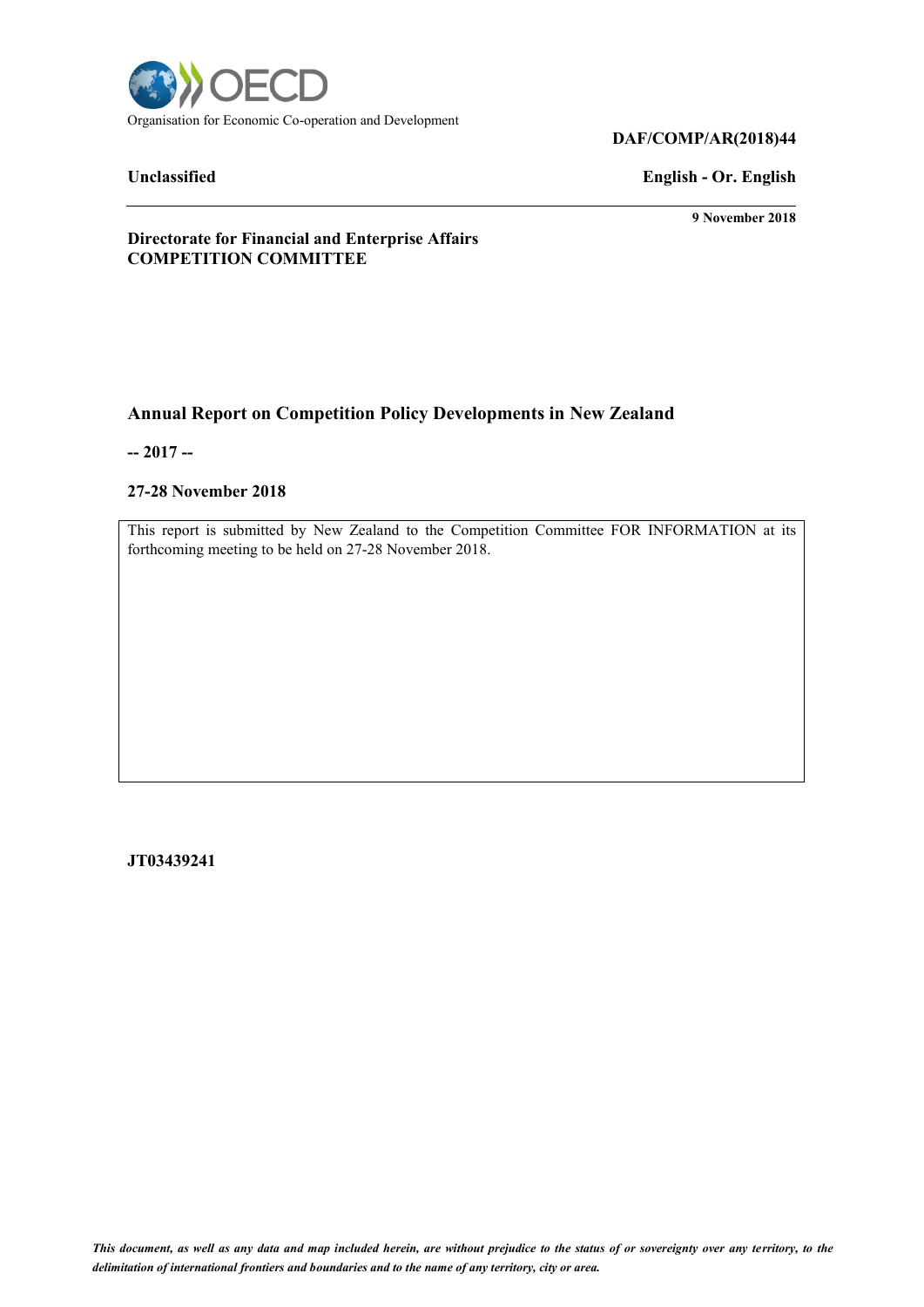Organisation for Economic Co-operation and Development

**DAF/COMP/AR(2018)44**

**Unclassified** **English - Or. English**

**9 November 2018**

**Directorate for Financial and Enterprise Affairs**
**COMPETITION COMMITTEE**

# Annual Report on Competition Policy Developments in New Zealand

**-- 2017 --**

**27-28 November 2018**

This report is submitted by New Zealand to the Competition Committee FOR INFORMATION at its forthcoming meeting to be held on 27-28 November 2018.

**JT03439241**

*This document, as well as any data and map included herein, are without prejudice to the status of or sovereignty over any territory, to the delimitation of international frontiers and boundaries and to the name of any territory, city or area.*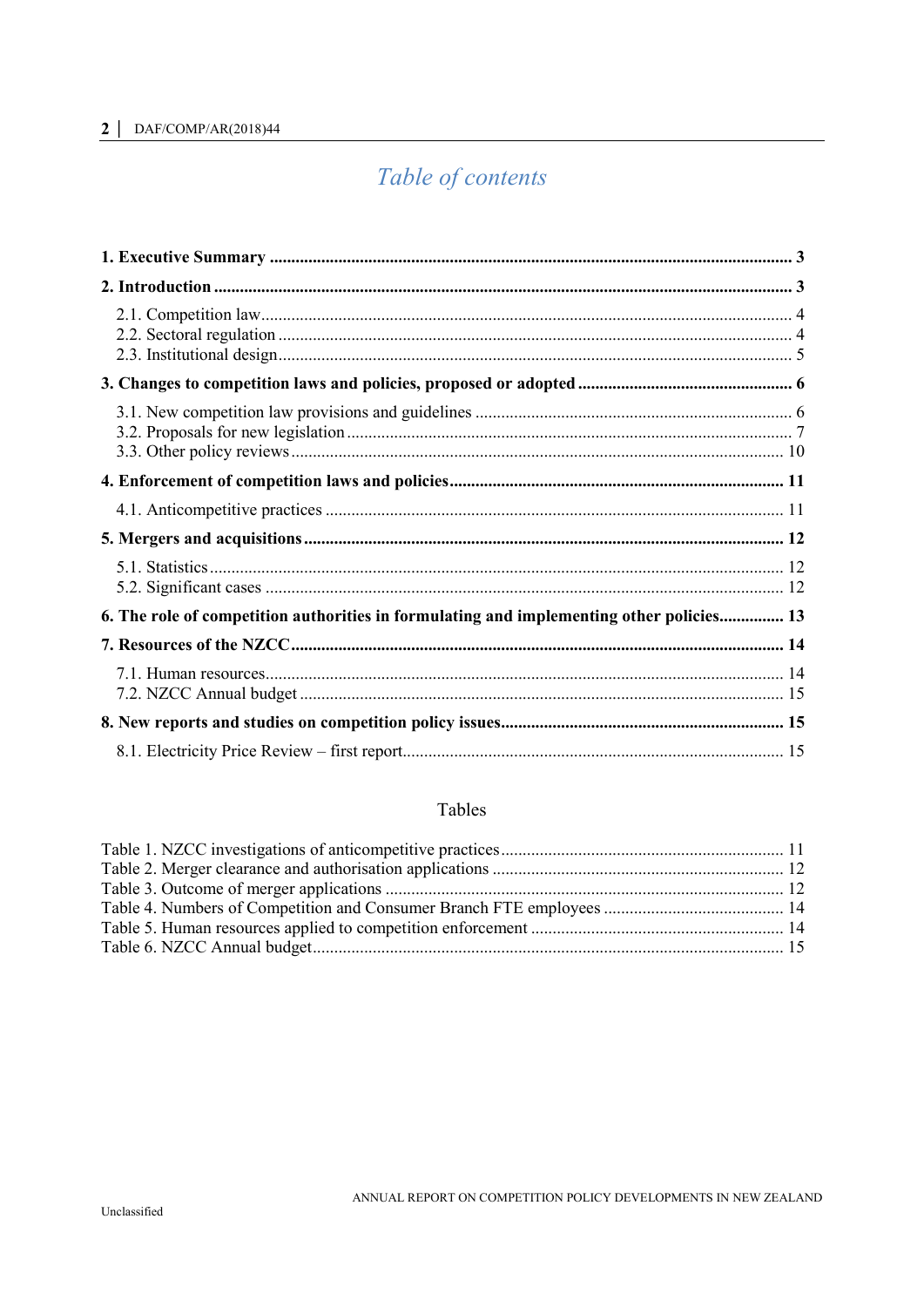# Table of contents

**1. Executive Summary** .......... **3**

**2. Introduction** .......... **3**

- 2.1. Competition law .......... 4
- 2.2. Sectoral regulation .......... 4
- 2.3. Institutional design .......... 5

**3. Changes to competition laws and policies, proposed or adopted** .......... **6**

- 3.1. New competition law provisions and guidelines .......... 6
- 3.2. Proposals for new legislation .......... 7
- 3.3. Other policy reviews .......... 10

**4. Enforcement of competition laws and policies** .......... **11**

- 4.1. Anticompetitive practices .......... 11

**5. Mergers and acquisitions** .......... **12**

- 5.1. Statistics .......... 12
- 5.2. Significant cases .......... 12

**6. The role of competition authorities in formulating and implementing other policies** .......... **13**

**7. Resources of the NZCC** .......... **14**

- 7.1. Human resources .......... 14
- 7.2. NZCC Annual budget .......... 15

**8. New reports and studies on competition policy issues** .......... **15**

- 8.1. Electricity Price Review – first report .......... 15

## Tables

- Table 1. NZCC investigations of anticompetitive practices .......... 11
- Table 2. Merger clearance and authorisation applications .......... 12
- Table 3. Outcome of merger applications .......... 12
- Table 4. Numbers of Competition and Consumer Branch FTE employees .......... 14
- Table 5. Human resources applied to competition enforcement .......... 14
- Table 6. NZCC Annual budget .......... 15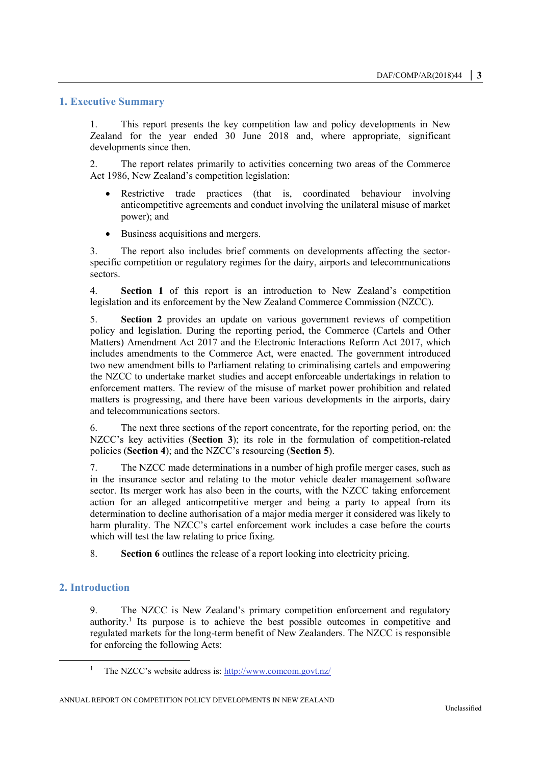## 1. Executive Summary

1. This report presents the key competition law and policy developments in New Zealand for the year ended 30 June 2018 and, where appropriate, significant developments since then.

2. The report relates primarily to activities concerning two areas of the Commerce Act 1986, New Zealand's competition legislation:

- Restrictive trade practices (that is, coordinated behaviour involving anticompetitive agreements and conduct involving the unilateral misuse of market power); and
- Business acquisitions and mergers.

3. The report also includes brief comments on developments affecting the sector-specific competition or regulatory regimes for the dairy, airports and telecommunications sectors.

4. **Section 1** of this report is an introduction to New Zealand's competition legislation and its enforcement by the New Zealand Commerce Commission (NZCC).

5. **Section 2** provides an update on various government reviews of competition policy and legislation. During the reporting period, the Commerce (Cartels and Other Matters) Amendment Act 2017 and the Electronic Interactions Reform Act 2017, which includes amendments to the Commerce Act, were enacted. The government introduced two new amendment bills to Parliament relating to criminalising cartels and empowering the NZCC to undertake market studies and accept enforceable undertakings in relation to enforcement matters. The review of the misuse of market power prohibition and related matters is progressing, and there have been various developments in the airports, dairy and telecommunications sectors.

6. The next three sections of the report concentrate, for the reporting period, on: the NZCC's key activities (**Section 3**); its role in the formulation of competition-related policies (**Section 4**); and the NZCC's resourcing (**Section 5**).

7. The NZCC made determinations in a number of high profile merger cases, such as in the insurance sector and relating to the motor vehicle dealer management software sector. Its merger work has also been in the courts, with the NZCC taking enforcement action for an alleged anticompetitive merger and being a party to appeal from its determination to decline authorisation of a major media merger it considered was likely to harm plurality. The NZCC's cartel enforcement work includes a case before the courts which will test the law relating to price fixing.

8. **Section 6** outlines the release of a report looking into electricity pricing.

## 2. Introduction

9. The NZCC is New Zealand's primary competition enforcement and regulatory authority.[1] Its purpose is to achieve the best possible outcomes in competitive and regulated markets for the long-term benefit of New Zealanders. The NZCC is responsible for enforcing the following Acts:

[1] The NZCC's website address is: http://www.comcom.govt.nz/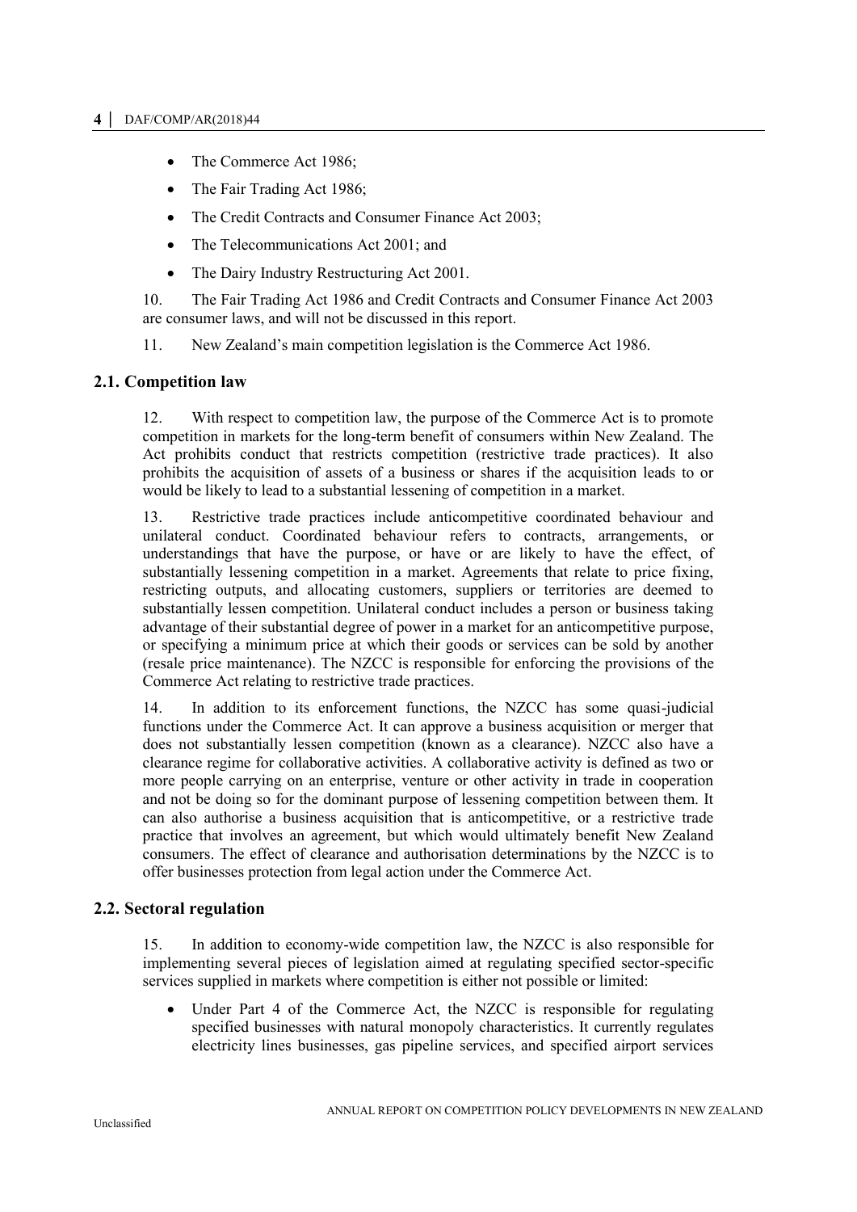- The Commerce Act 1986;
- The Fair Trading Act 1986;
- The Credit Contracts and Consumer Finance Act 2003;
- The Telecommunications Act 2001; and
- The Dairy Industry Restructuring Act 2001.

10. The Fair Trading Act 1986 and Credit Contracts and Consumer Finance Act 2003 are consumer laws, and will not be discussed in this report.

11. New Zealand's main competition legislation is the Commerce Act 1986.

## 2.1. Competition law

12. With respect to competition law, the purpose of the Commerce Act is to promote competition in markets for the long-term benefit of consumers within New Zealand. The Act prohibits conduct that restricts competition (restrictive trade practices). It also prohibits the acquisition of assets of a business or shares if the acquisition leads to or would be likely to lead to a substantial lessening of competition in a market.

13. Restrictive trade practices include anticompetitive coordinated behaviour and unilateral conduct. Coordinated behaviour refers to contracts, arrangements, or understandings that have the purpose, or have or are likely to have the effect, of substantially lessening competition in a market. Agreements that relate to price fixing, restricting outputs, and allocating customers, suppliers or territories are deemed to substantially lessen competition. Unilateral conduct includes a person or business taking advantage of their substantial degree of power in a market for an anticompetitive purpose, or specifying a minimum price at which their goods or services can be sold by another (resale price maintenance). The NZCC is responsible for enforcing the provisions of the Commerce Act relating to restrictive trade practices.

14. In addition to its enforcement functions, the NZCC has some quasi-judicial functions under the Commerce Act. It can approve a business acquisition or merger that does not substantially lessen competition (known as a clearance). NZCC also have a clearance regime for collaborative activities. A collaborative activity is defined as two or more people carrying on an enterprise, venture or other activity in trade in cooperation and not be doing so for the dominant purpose of lessening competition between them. It can also authorise a business acquisition that is anticompetitive, or a restrictive trade practice that involves an agreement, but which would ultimately benefit New Zealand consumers. The effect of clearance and authorisation determinations by the NZCC is to offer businesses protection from legal action under the Commerce Act.

## 2.2. Sectoral regulation

15. In addition to economy-wide competition law, the NZCC is also responsible for implementing several pieces of legislation aimed at regulating specified sector-specific services supplied in markets where competition is either not possible or limited:

- Under Part 4 of the Commerce Act, the NZCC is responsible for regulating specified businesses with natural monopoly characteristics. It currently regulates electricity lines businesses, gas pipeline services, and specified airport services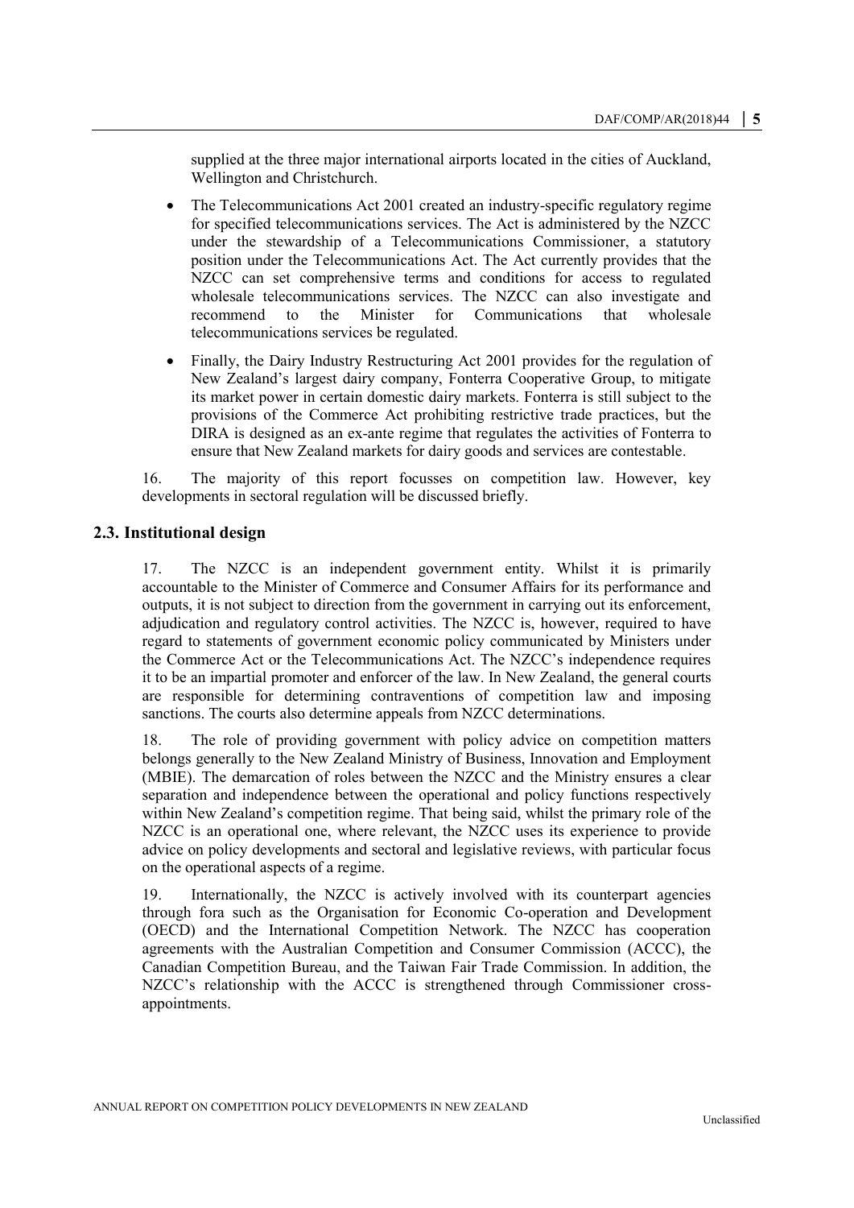supplied at the three major international airports located in the cities of Auckland, Wellington and Christchurch.

- The Telecommunications Act 2001 created an industry-specific regulatory regime for specified telecommunications services. The Act is administered by the NZCC under the stewardship of a Telecommunications Commissioner, a statutory position under the Telecommunications Act. The Act currently provides that the NZCC can set comprehensive terms and conditions for access to regulated wholesale telecommunications services. The NZCC can also investigate and recommend to the Minister for Communications that wholesale telecommunications services be regulated.
- Finally, the Dairy Industry Restructuring Act 2001 provides for the regulation of New Zealand's largest dairy company, Fonterra Cooperative Group, to mitigate its market power in certain domestic dairy markets. Fonterra is still subject to the provisions of the Commerce Act prohibiting restrictive trade practices, but the DIRA is designed as an ex-ante regime that regulates the activities of Fonterra to ensure that New Zealand markets for dairy goods and services are contestable.

16. The majority of this report focusses on competition law. However, key developments in sectoral regulation will be discussed briefly.

## 2.3. Institutional design

17. The NZCC is an independent government entity. Whilst it is primarily accountable to the Minister of Commerce and Consumer Affairs for its performance and outputs, it is not subject to direction from the government in carrying out its enforcement, adjudication and regulatory control activities. The NZCC is, however, required to have regard to statements of government economic policy communicated by Ministers under the Commerce Act or the Telecommunications Act. The NZCC's independence requires it to be an impartial promoter and enforcer of the law. In New Zealand, the general courts are responsible for determining contraventions of competition law and imposing sanctions. The courts also determine appeals from NZCC determinations.

18. The role of providing government with policy advice on competition matters belongs generally to the New Zealand Ministry of Business, Innovation and Employment (MBIE). The demarcation of roles between the NZCC and the Ministry ensures a clear separation and independence between the operational and policy functions respectively within New Zealand's competition regime. That being said, whilst the primary role of the NZCC is an operational one, where relevant, the NZCC uses its experience to provide advice on policy developments and sectoral and legislative reviews, with particular focus on the operational aspects of a regime.

19. Internationally, the NZCC is actively involved with its counterpart agencies through fora such as the Organisation for Economic Co-operation and Development (OECD) and the International Competition Network. The NZCC has cooperation agreements with the Australian Competition and Consumer Commission (ACCC), the Canadian Competition Bureau, and the Taiwan Fair Trade Commission. In addition, the NZCC's relationship with the ACCC is strengthened through Commissioner cross-appointments.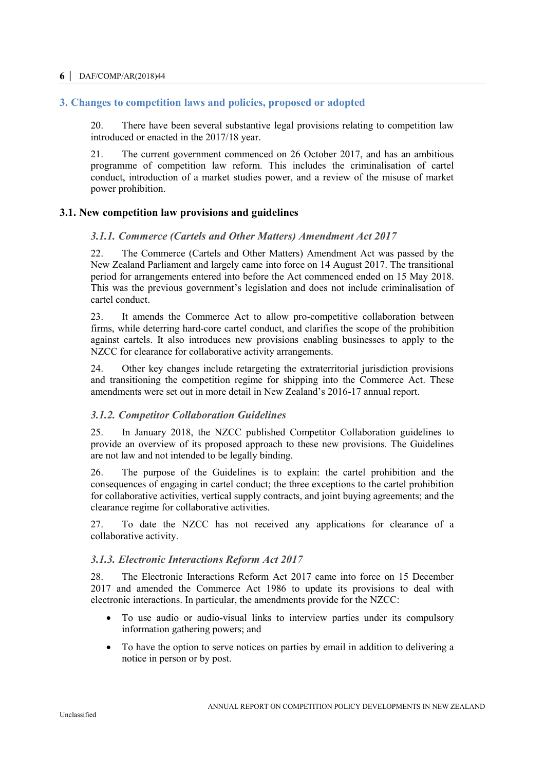## 3. Changes to competition laws and policies, proposed or adopted

20. There have been several substantive legal provisions relating to competition law introduced or enacted in the 2017/18 year.

21. The current government commenced on 26 October 2017, and has an ambitious programme of competition law reform. This includes the criminalisation of cartel conduct, introduction of a market studies power, and a review of the misuse of market power prohibition.

### 3.1. New competition law provisions and guidelines

#### *3.1.1. Commerce (Cartels and Other Matters) Amendment Act 2017*

22. The Commerce (Cartels and Other Matters) Amendment Act was passed by the New Zealand Parliament and largely came into force on 14 August 2017. The transitional period for arrangements entered into before the Act commenced ended on 15 May 2018. This was the previous government's legislation and does not include criminalisation of cartel conduct.

23. It amends the Commerce Act to allow pro-competitive collaboration between firms, while deterring hard-core cartel conduct, and clarifies the scope of the prohibition against cartels. It also introduces new provisions enabling businesses to apply to the NZCC for clearance for collaborative activity arrangements.

24. Other key changes include retargeting the extraterritorial jurisdiction provisions and transitioning the competition regime for shipping into the Commerce Act. These amendments were set out in more detail in New Zealand's 2016-17 annual report.

#### *3.1.2. Competitor Collaboration Guidelines*

25. In January 2018, the NZCC published Competitor Collaboration guidelines to provide an overview of its proposed approach to these new provisions. The Guidelines are not law and not intended to be legally binding.

26. The purpose of the Guidelines is to explain: the cartel prohibition and the consequences of engaging in cartel conduct; the three exceptions to the cartel prohibition for collaborative activities, vertical supply contracts, and joint buying agreements; and the clearance regime for collaborative activities.

27. To date the NZCC has not received any applications for clearance of a collaborative activity.

#### *3.1.3. Electronic Interactions Reform Act 2017*

28. The Electronic Interactions Reform Act 2017 came into force on 15 December 2017 and amended the Commerce Act 1986 to update its provisions to deal with electronic interactions. In particular, the amendments provide for the NZCC:

- To use audio or audio-visual links to interview parties under its compulsory information gathering powers; and
- To have the option to serve notices on parties by email in addition to delivering a notice in person or by post.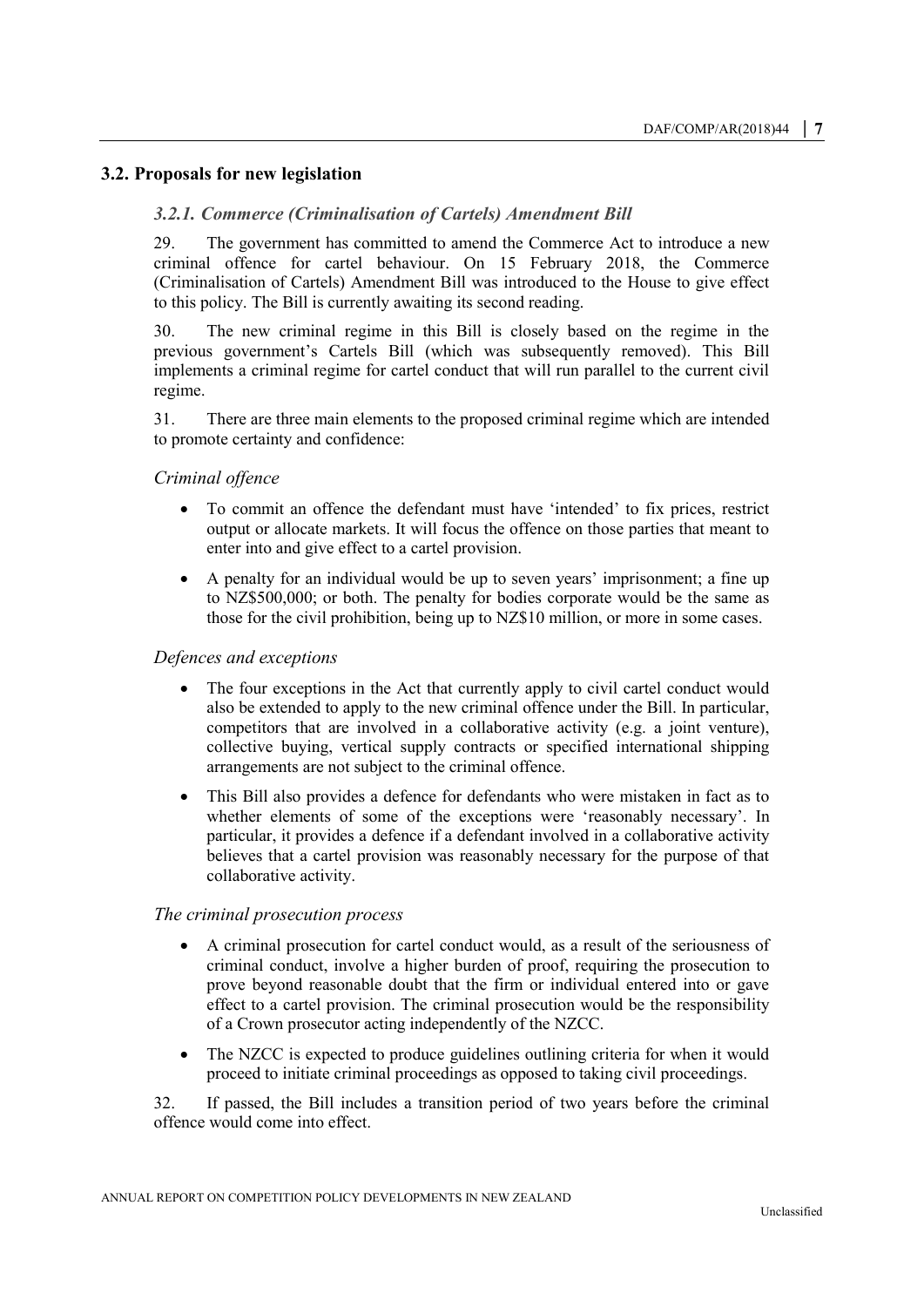## 3.2. Proposals for new legislation

### *3.2.1. Commerce (Criminalisation of Cartels) Amendment Bill*

29. The government has committed to amend the Commerce Act to introduce a new criminal offence for cartel behaviour. On 15 February 2018, the Commerce (Criminalisation of Cartels) Amendment Bill was introduced to the House to give effect to this policy. The Bill is currently awaiting its second reading.

30. The new criminal regime in this Bill is closely based on the regime in the previous government's Cartels Bill (which was subsequently removed). This Bill implements a criminal regime for cartel conduct that will run parallel to the current civil regime.

31. There are three main elements to the proposed criminal regime which are intended to promote certainty and confidence:

*Criminal offence*

- To commit an offence the defendant must have 'intended' to fix prices, restrict output or allocate markets. It will focus the offence on those parties that meant to enter into and give effect to a cartel provision.
- A penalty for an individual would be up to seven years' imprisonment; a fine up to NZ$500,000; or both. The penalty for bodies corporate would be the same as those for the civil prohibition, being up to NZ$10 million, or more in some cases.

*Defences and exceptions*

- The four exceptions in the Act that currently apply to civil cartel conduct would also be extended to apply to the new criminal offence under the Bill. In particular, competitors that are involved in a collaborative activity (e.g. a joint venture), collective buying, vertical supply contracts or specified international shipping arrangements are not subject to the criminal offence.
- This Bill also provides a defence for defendants who were mistaken in fact as to whether elements of some of the exceptions were 'reasonably necessary'. In particular, it provides a defence if a defendant involved in a collaborative activity believes that a cartel provision was reasonably necessary for the purpose of that collaborative activity.

*The criminal prosecution process*

- A criminal prosecution for cartel conduct would, as a result of the seriousness of criminal conduct, involve a higher burden of proof, requiring the prosecution to prove beyond reasonable doubt that the firm or individual entered into or gave effect to a cartel provision. The criminal prosecution would be the responsibility of a Crown prosecutor acting independently of the NZCC.
- The NZCC is expected to produce guidelines outlining criteria for when it would proceed to initiate criminal proceedings as opposed to taking civil proceedings.

32. If passed, the Bill includes a transition period of two years before the criminal offence would come into effect.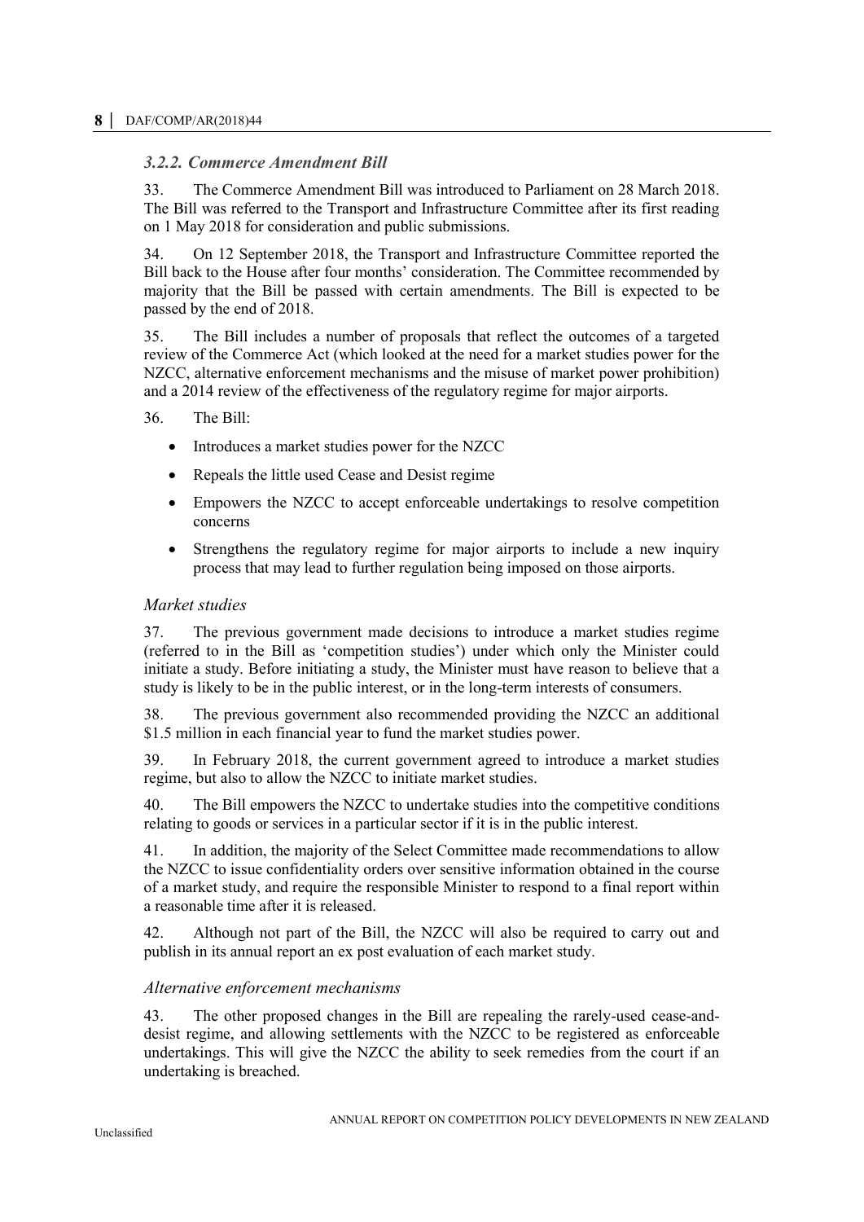### *3.2.2. Commerce Amendment Bill*

33. The Commerce Amendment Bill was introduced to Parliament on 28 March 2018. The Bill was referred to the Transport and Infrastructure Committee after its first reading on 1 May 2018 for consideration and public submissions.

34. On 12 September 2018, the Transport and Infrastructure Committee reported the Bill back to the House after four months' consideration. The Committee recommended by majority that the Bill be passed with certain amendments. The Bill is expected to be passed by the end of 2018.

35. The Bill includes a number of proposals that reflect the outcomes of a targeted review of the Commerce Act (which looked at the need for a market studies power for the NZCC, alternative enforcement mechanisms and the misuse of market power prohibition) and a 2014 review of the effectiveness of the regulatory regime for major airports.

36. The Bill:

- Introduces a market studies power for the NZCC
- Repeals the little used Cease and Desist regime
- Empowers the NZCC to accept enforceable undertakings to resolve competition concerns
- Strengthens the regulatory regime for major airports to include a new inquiry process that may lead to further regulation being imposed on those airports.

#### *Market studies*

37. The previous government made decisions to introduce a market studies regime (referred to in the Bill as 'competition studies') under which only the Minister could initiate a study. Before initiating a study, the Minister must have reason to believe that a study is likely to be in the public interest, or in the long-term interests of consumers.

38. The previous government also recommended providing the NZCC an additional $1.5 million in each financial year to fund the market studies power.

39. In February 2018, the current government agreed to introduce a market studies regime, but also to allow the NZCC to initiate market studies.

40. The Bill empowers the NZCC to undertake studies into the competitive conditions relating to goods or services in a particular sector if it is in the public interest.

41. In addition, the majority of the Select Committee made recommendations to allow the NZCC to issue confidentiality orders over sensitive information obtained in the course of a market study, and require the responsible Minister to respond to a final report within a reasonable time after it is released.

42. Although not part of the Bill, the NZCC will also be required to carry out and publish in its annual report an ex post evaluation of each market study.

#### *Alternative enforcement mechanisms*

43. The other proposed changes in the Bill are repealing the rarely-used cease-and-desist regime, and allowing settlements with the NZCC to be registered as enforceable undertakings. This will give the NZCC the ability to seek remedies from the court if an undertaking is breached.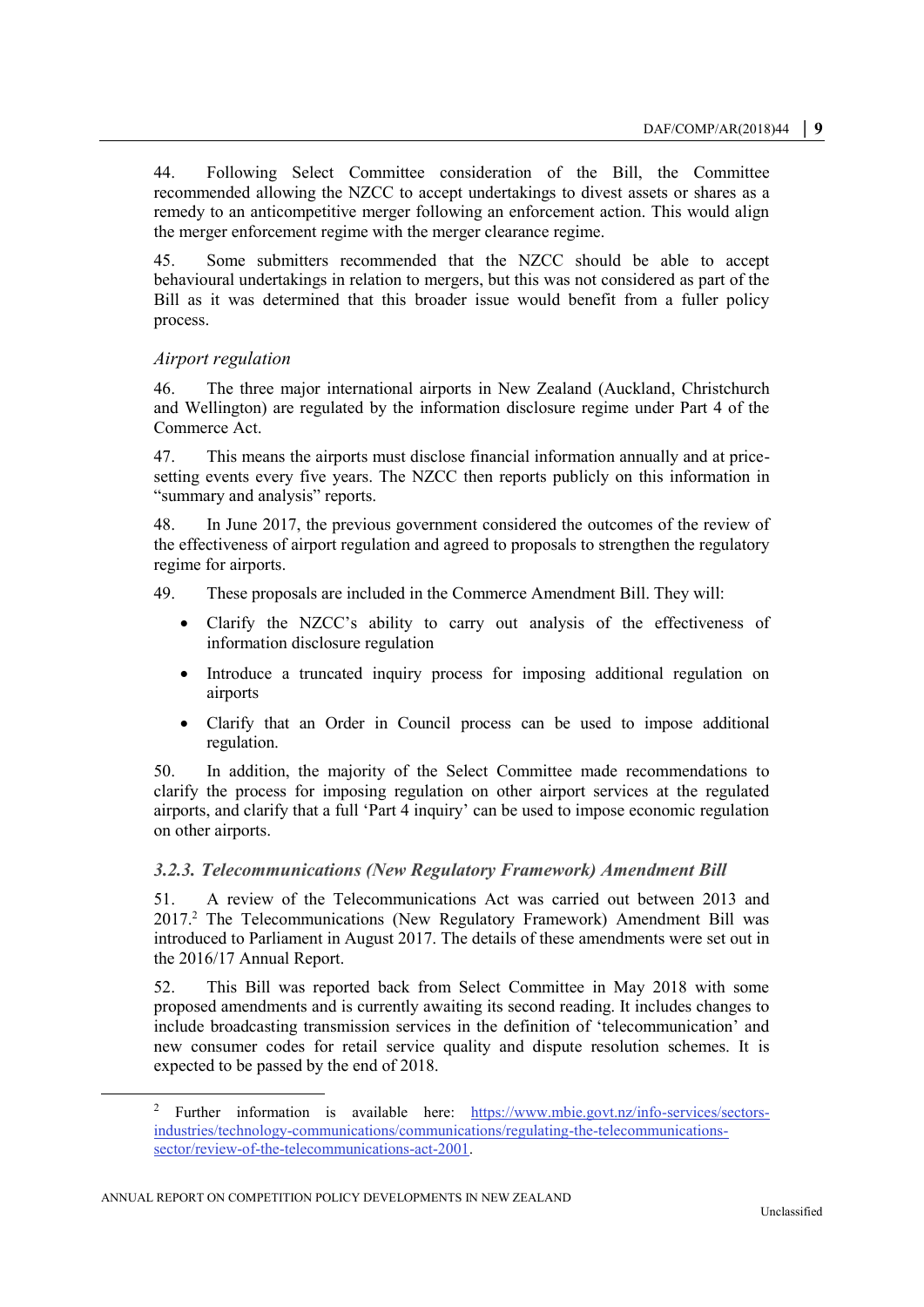44. Following Select Committee consideration of the Bill, the Committee recommended allowing the NZCC to accept undertakings to divest assets or shares as a remedy to an anticompetitive merger following an enforcement action. This would align the merger enforcement regime with the merger clearance regime.

45. Some submitters recommended that the NZCC should be able to accept behavioural undertakings in relation to mergers, but this was not considered as part of the Bill as it was determined that this broader issue would benefit from a fuller policy process.

*Airport regulation*

46. The three major international airports in New Zealand (Auckland, Christchurch and Wellington) are regulated by the information disclosure regime under Part 4 of the Commerce Act.

47. This means the airports must disclose financial information annually and at price-setting events every five years. The NZCC then reports publicly on this information in "summary and analysis" reports.

48. In June 2017, the previous government considered the outcomes of the review of the effectiveness of airport regulation and agreed to proposals to strengthen the regulatory regime for airports.

49. These proposals are included in the Commerce Amendment Bill. They will:

- Clarify the NZCC's ability to carry out analysis of the effectiveness of information disclosure regulation
- Introduce a truncated inquiry process for imposing additional regulation on airports
- Clarify that an Order in Council process can be used to impose additional regulation.

50. In addition, the majority of the Select Committee made recommendations to clarify the process for imposing regulation on other airport services at the regulated airports, and clarify that a full 'Part 4 inquiry' can be used to impose economic regulation on other airports.

### *3.2.3. Telecommunications (New Regulatory Framework) Amendment Bill*

51. A review of the Telecommunications Act was carried out between 2013 and 2017.[2] The Telecommunications (New Regulatory Framework) Amendment Bill was introduced to Parliament in August 2017. The details of these amendments were set out in the 2016/17 Annual Report.

52. This Bill was reported back from Select Committee in May 2018 with some proposed amendments and is currently awaiting its second reading. It includes changes to include broadcasting transmission services in the definition of 'telecommunication' and new consumer codes for retail service quality and dispute resolution schemes. It is expected to be passed by the end of 2018.

[2] Further information is available here: https://www.mbie.govt.nz/info-services/sectors-industries/technology-communications/communications/regulating-the-telecommunications-sector/review-of-the-telecommunications-act-2001.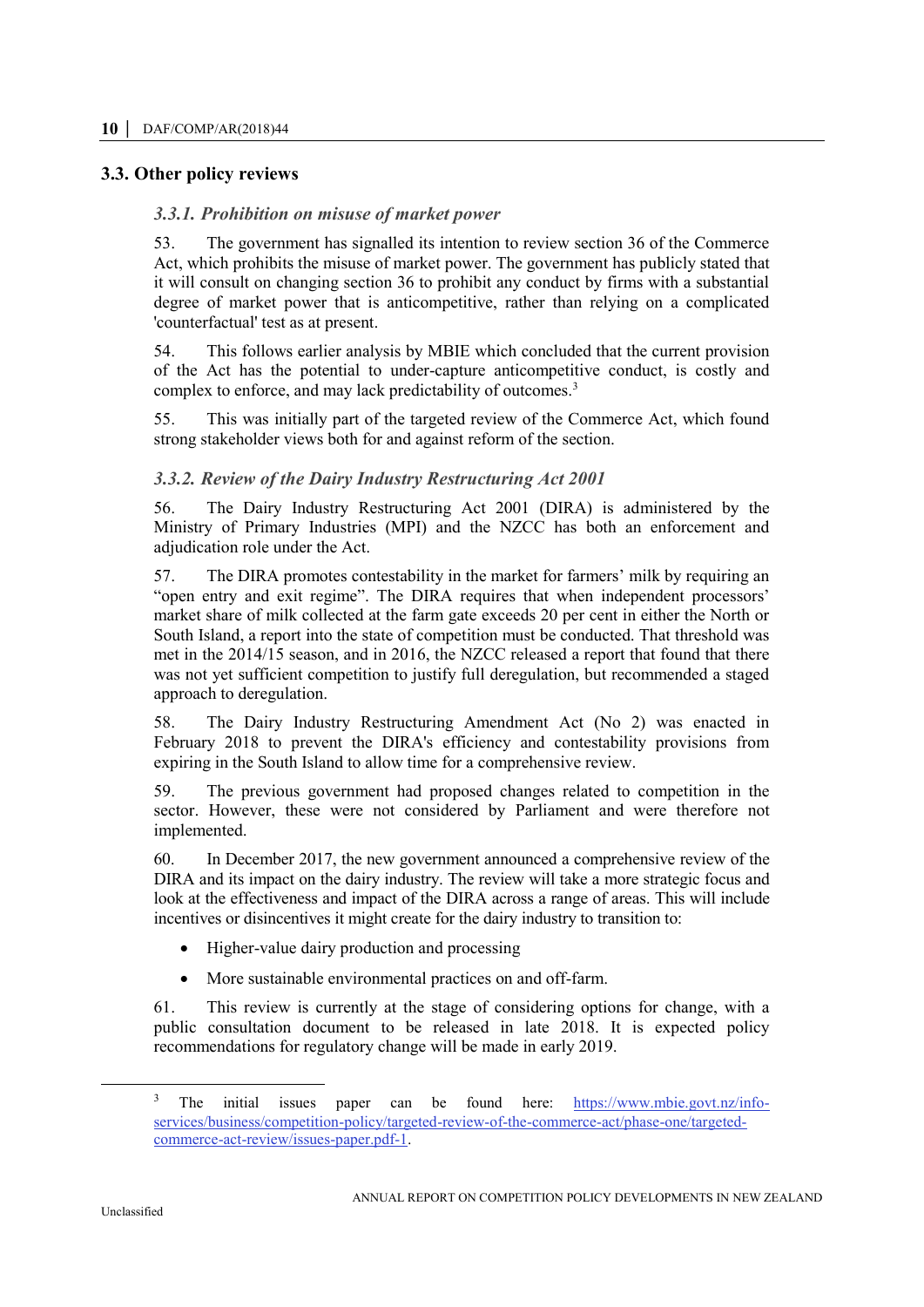## 3.3. Other policy reviews

### *3.3.1. Prohibition on misuse of market power*

53. The government has signalled its intention to review section 36 of the Commerce Act, which prohibits the misuse of market power. The government has publicly stated that it will consult on changing section 36 to prohibit any conduct by firms with a substantial degree of market power that is anticompetitive, rather than relying on a complicated 'counterfactual' test as at present.

54. This follows earlier analysis by MBIE which concluded that the current provision of the Act has the potential to under-capture anticompetitive conduct, is costly and complex to enforce, and may lack predictability of outcomes.[3]

55. This was initially part of the targeted review of the Commerce Act, which found strong stakeholder views both for and against reform of the section.

### *3.3.2. Review of the Dairy Industry Restructuring Act 2001*

56. The Dairy Industry Restructuring Act 2001 (DIRA) is administered by the Ministry of Primary Industries (MPI) and the NZCC has both an enforcement and adjudication role under the Act.

57. The DIRA promotes contestability in the market for farmers' milk by requiring an "open entry and exit regime". The DIRA requires that when independent processors' market share of milk collected at the farm gate exceeds 20 per cent in either the North or South Island, a report into the state of competition must be conducted. That threshold was met in the 2014/15 season, and in 2016, the NZCC released a report that found that there was not yet sufficient competition to justify full deregulation, but recommended a staged approach to deregulation.

58. The Dairy Industry Restructuring Amendment Act (No 2) was enacted in February 2018 to prevent the DIRA's efficiency and contestability provisions from expiring in the South Island to allow time for a comprehensive review.

59. The previous government had proposed changes related to competition in the sector. However, these were not considered by Parliament and were therefore not implemented.

60. In December 2017, the new government announced a comprehensive review of the DIRA and its impact on the dairy industry. The review will take a more strategic focus and look at the effectiveness and impact of the DIRA across a range of areas. This will include incentives or disincentives it might create for the dairy industry to transition to:

- Higher-value dairy production and processing
- More sustainable environmental practices on and off-farm.

61. This review is currently at the stage of considering options for change, with a public consultation document to be released in late 2018. It is expected policy recommendations for regulatory change will be made in early 2019.

---

[3] The initial issues paper can be found here: https://www.mbie.govt.nz/info-services/business/competition-policy/targeted-review-of-the-commerce-act/phase-one/targeted-commerce-act-review/issues-paper.pdf-1.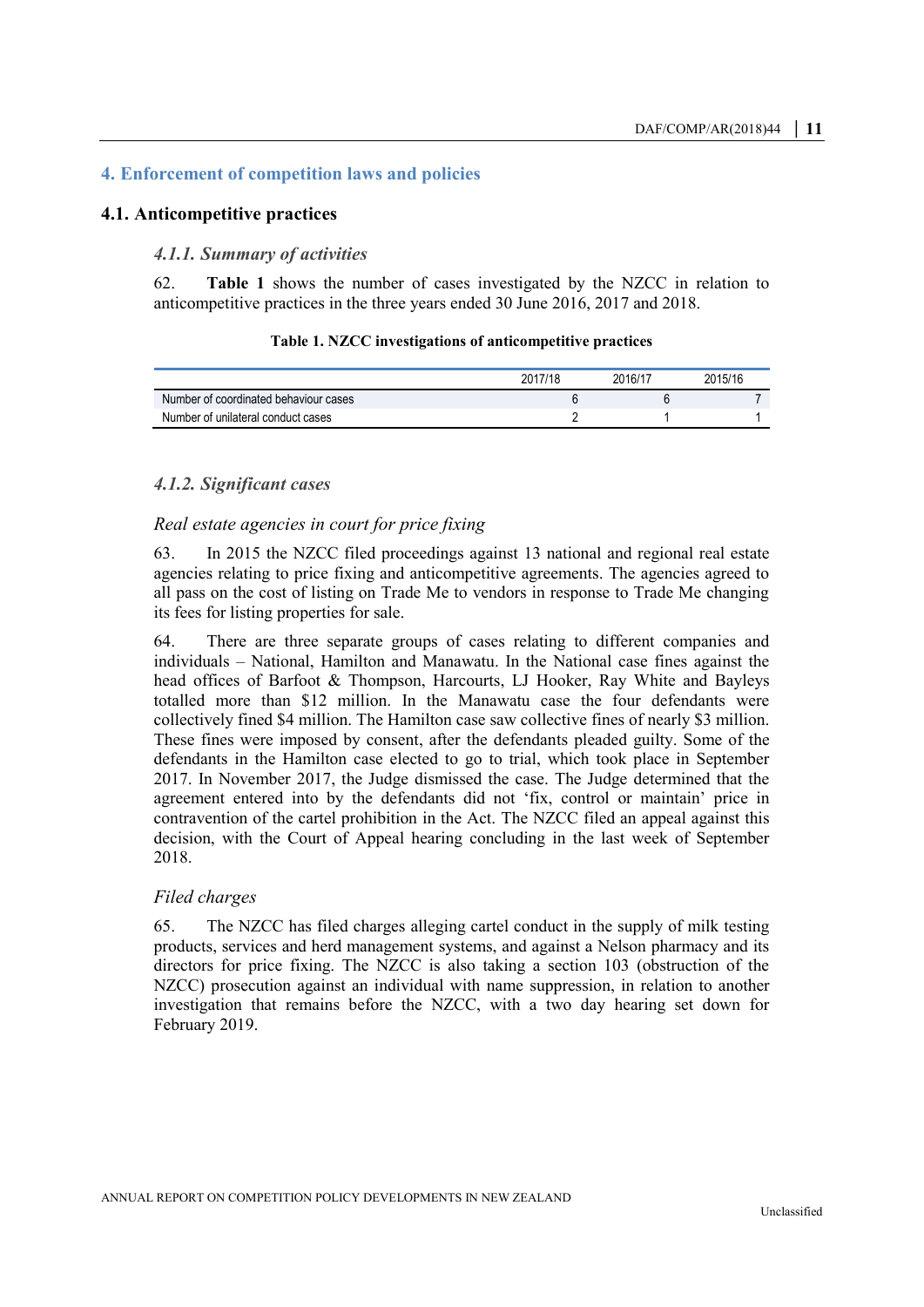## 4. Enforcement of competition laws and policies

### 4.1. Anticompetitive practices

#### *4.1.1. Summary of activities*

62. **Table 1** shows the number of cases investigated by the NZCC in relation to anticompetitive practices in the three years ended 30 June 2016, 2017 and 2018.

**Table 1. NZCC investigations of anticompetitive practices**

| | 2017/18 | 2016/17 | 2015/16 |
|---|---|---|---|
| Number of coordinated behaviour cases | 6 | 6 | 7 |
| Number of unilateral conduct cases | 2 | 1 | 1 |

#### *4.1.2. Significant cases*

*Real estate agencies in court for price fixing*

63. In 2015 the NZCC filed proceedings against 13 national and regional real estate agencies relating to price fixing and anticompetitive agreements. The agencies agreed to all pass on the cost of listing on Trade Me to vendors in response to Trade Me changing its fees for listing properties for sale.

64. There are three separate groups of cases relating to different companies and individuals – National, Hamilton and Manawatu. In the National case fines against the head offices of Barfoot & Thompson, Harcourts, LJ Hooker, Ray White and Bayleys totalled more than $12 million. In the Manawatu case the four defendants were collectively fined $4 million. The Hamilton case saw collective fines of nearly $3 million. These fines were imposed by consent, after the defendants pleaded guilty. Some of the defendants in the Hamilton case elected to go to trial, which took place in September 2017. In November 2017, the Judge dismissed the case. The Judge determined that the agreement entered into by the defendants did not 'fix, control or maintain' price in contravention of the cartel prohibition in the Act. The NZCC filed an appeal against this decision, with the Court of Appeal hearing concluding in the last week of September 2018.

*Filed charges*

65. The NZCC has filed charges alleging cartel conduct in the supply of milk testing products, services and herd management systems, and against a Nelson pharmacy and its directors for price fixing. The NZCC is also taking a section 103 (obstruction of the NZCC) prosecution against an individual with name suppression, in relation to another investigation that remains before the NZCC, with a two day hearing set down for February 2019.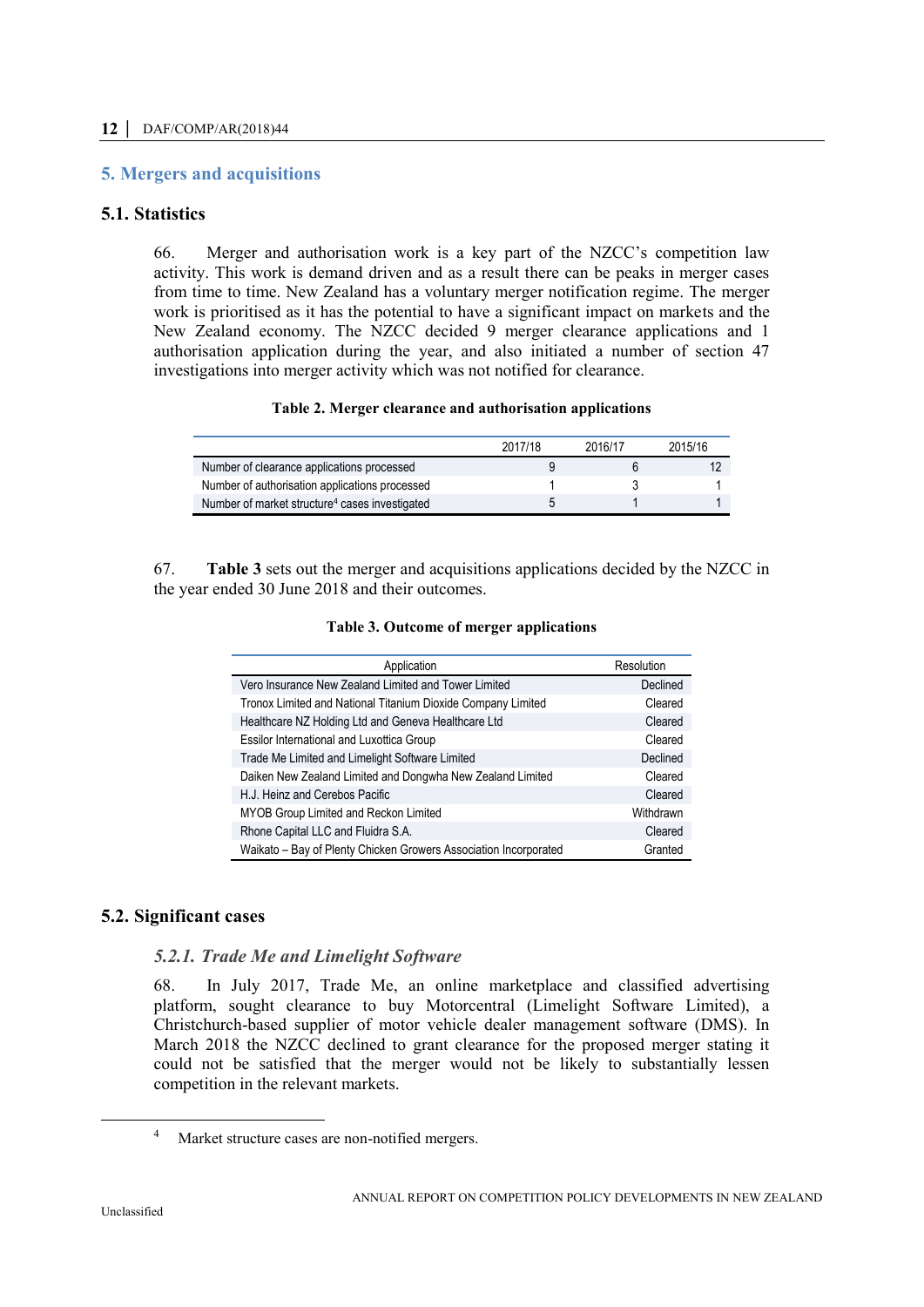## 5. Mergers and acquisitions

### 5.1. Statistics

66. Merger and authorisation work is a key part of the NZCC's competition law activity. This work is demand driven and as a result there can be peaks in merger cases from time to time. New Zealand has a voluntary merger notification regime. The merger work is prioritised as it has the potential to have a significant impact on markets and the New Zealand economy. The NZCC decided 9 merger clearance applications and 1 authorisation application during the year, and also initiated a number of section 47 investigations into merger activity which was not notified for clearance.

**Table 2. Merger clearance and authorisation applications**

| | 2017/18 | 2016/17 | 2015/16 |
|---|---|---|---|
| Number of clearance applications processed | 9 | 6 | 12 |
| Number of authorisation applications processed | 1 | 3 | 1 |
| Number of market structure[4] cases investigated | 5 | 1 | 1 |

67. **Table 3** sets out the merger and acquisitions applications decided by the NZCC in the year ended 30 June 2018 and their outcomes.

**Table 3. Outcome of merger applications**

| Application | Resolution |
|---|---|
| Vero Insurance New Zealand Limited and Tower Limited | Declined |
| Tronox Limited and National Titanium Dioxide Company Limited | Cleared |
| Healthcare NZ Holding Ltd and Geneva Healthcare Ltd | Cleared |
| Essilor International and Luxottica Group | Cleared |
| Trade Me Limited and Limelight Software Limited | Declined |
| Daiken New Zealand Limited and Dongwha New Zealand Limited | Cleared |
| H.J. Heinz and Cerebos Pacific | Cleared |
| MYOB Group Limited and Reckon Limited | Withdrawn |
| Rhone Capital LLC and Fluidra S.A. | Cleared |
| Waikato – Bay of Plenty Chicken Growers Association Incorporated | Granted |

### 5.2. Significant cases

#### *5.2.1. Trade Me and Limelight Software*

68. In July 2017, Trade Me, an online marketplace and classified advertising platform, sought clearance to buy Motorcentral (Limelight Software Limited), a Christchurch-based supplier of motor vehicle dealer management software (DMS). In March 2018 the NZCC declined to grant clearance for the proposed merger stating it could not be satisfied that the merger would not be likely to substantially lessen competition in the relevant markets.

[4] Market structure cases are non-notified mergers.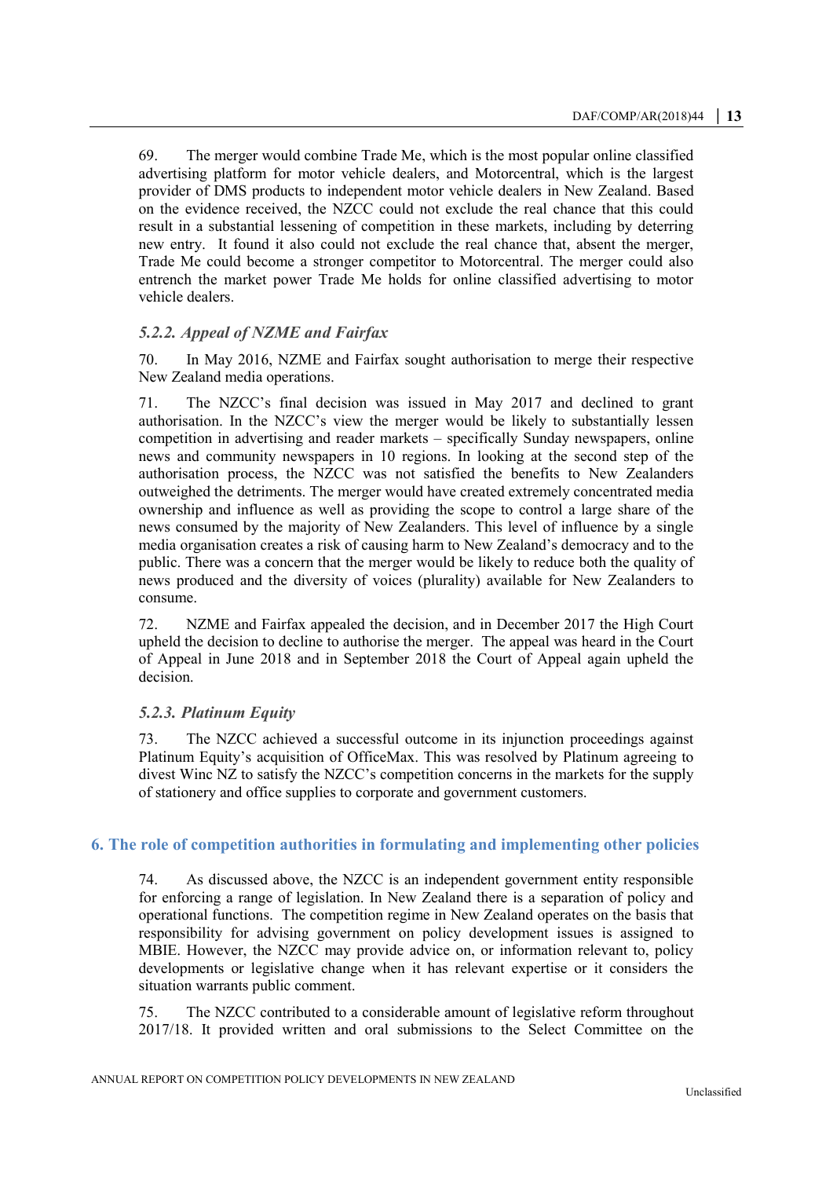69. The merger would combine Trade Me, which is the most popular online classified advertising platform for motor vehicle dealers, and Motorcentral, which is the largest provider of DMS products to independent motor vehicle dealers in New Zealand. Based on the evidence received, the NZCC could not exclude the real chance that this could result in a substantial lessening of competition in these markets, including by deterring new entry. It found it also could not exclude the real chance that, absent the merger, Trade Me could become a stronger competitor to Motorcentral. The merger could also entrench the market power Trade Me holds for online classified advertising to motor vehicle dealers.

### *5.2.2. Appeal of NZME and Fairfax*

70. In May 2016, NZME and Fairfax sought authorisation to merge their respective New Zealand media operations.

71. The NZCC's final decision was issued in May 2017 and declined to grant authorisation. In the NZCC's view the merger would be likely to substantially lessen competition in advertising and reader markets – specifically Sunday newspapers, online news and community newspapers in 10 regions. In looking at the second step of the authorisation process, the NZCC was not satisfied the benefits to New Zealanders outweighed the detriments. The merger would have created extremely concentrated media ownership and influence as well as providing the scope to control a large share of the news consumed by the majority of New Zealanders. This level of influence by a single media organisation creates a risk of causing harm to New Zealand's democracy and to the public. There was a concern that the merger would be likely to reduce both the quality of news produced and the diversity of voices (plurality) available for New Zealanders to consume.

72. NZME and Fairfax appealed the decision, and in December 2017 the High Court upheld the decision to decline to authorise the merger. The appeal was heard in the Court of Appeal in June 2018 and in September 2018 the Court of Appeal again upheld the decision.

### *5.2.3. Platinum Equity*

73. The NZCC achieved a successful outcome in its injunction proceedings against Platinum Equity's acquisition of OfficeMax. This was resolved by Platinum agreeing to divest Winc NZ to satisfy the NZCC's competition concerns in the markets for the supply of stationery and office supplies to corporate and government customers.

## 6. The role of competition authorities in formulating and implementing other policies

74. As discussed above, the NZCC is an independent government entity responsible for enforcing a range of legislation. In New Zealand there is a separation of policy and operational functions. The competition regime in New Zealand operates on the basis that responsibility for advising government on policy development issues is assigned to MBIE. However, the NZCC may provide advice on, or information relevant to, policy developments or legislative change when it has relevant expertise or it considers the situation warrants public comment.

75. The NZCC contributed to a considerable amount of legislative reform throughout 2017/18. It provided written and oral submissions to the Select Committee on the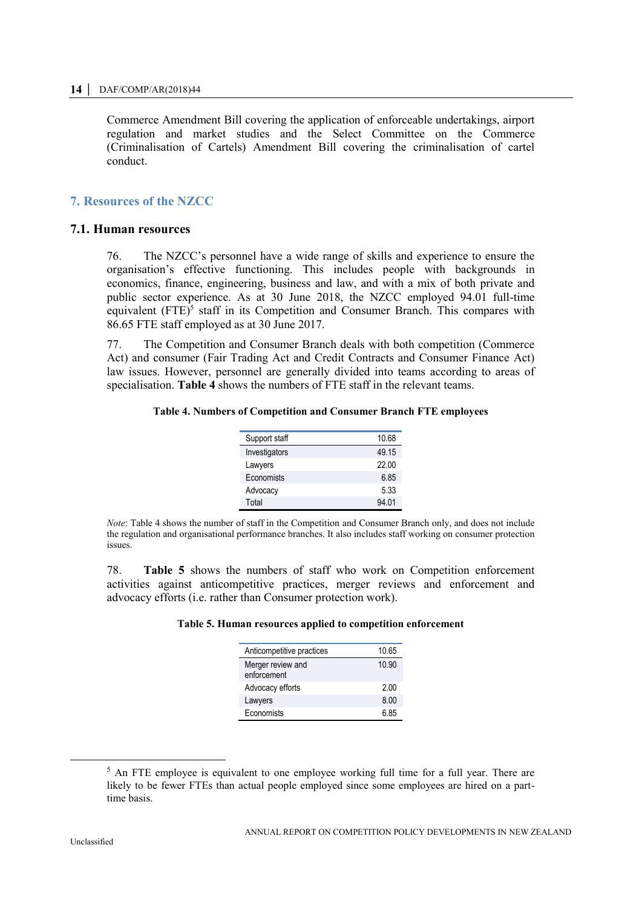Commerce Amendment Bill covering the application of enforceable undertakings, airport regulation and market studies and the Select Committee on the Commerce (Criminalisation of Cartels) Amendment Bill covering the criminalisation of cartel conduct.

## 7. Resources of the NZCC

### 7.1. Human resources

76. The NZCC's personnel have a wide range of skills and experience to ensure the organisation's effective functioning. This includes people with backgrounds in economics, finance, engineering, business and law, and with a mix of both private and public sector experience. As at 30 June 2018, the NZCC employed 94.01 full-time equivalent (FTE)[5] staff in its Competition and Consumer Branch. This compares with 86.65 FTE staff employed as at 30 June 2017.

77. The Competition and Consumer Branch deals with both competition (Commerce Act) and consumer (Fair Trading Act and Credit Contracts and Consumer Finance Act) law issues. However, personnel are generally divided into teams according to areas of specialisation. **Table 4** shows the numbers of FTE staff in the relevant teams.

**Table 4. Numbers of Competition and Consumer Branch FTE employees**

| | |
|---|---|
| Support staff | 10.68 |
| Investigators | 49.15 |
| Lawyers | 22.00 |
| Economists | 6.85 |
| Advocacy | 5.33 |
| Total | 94.01 |

*Note*: Table 4 shows the number of staff in the Competition and Consumer Branch only, and does not include the regulation and organisational performance branches. It also includes staff working on consumer protection issues.

78. **Table 5** shows the numbers of staff who work on Competition enforcement activities against anticompetitive practices, merger reviews and enforcement and advocacy efforts (i.e. rather than Consumer protection work).

**Table 5. Human resources applied to competition enforcement**

| | |
|---|---|
| Anticompetitive practices | 10.65 |
| Merger review and enforcement | 10.90 |
| Advocacy efforts | 2.00 |
| Lawyers | 8.00 |
| Economists | 6.85 |

[5] An FTE employee is equivalent to one employee working full time for a full year. There are likely to be fewer FTEs than actual people employed since some employees are hired on a part-time basis.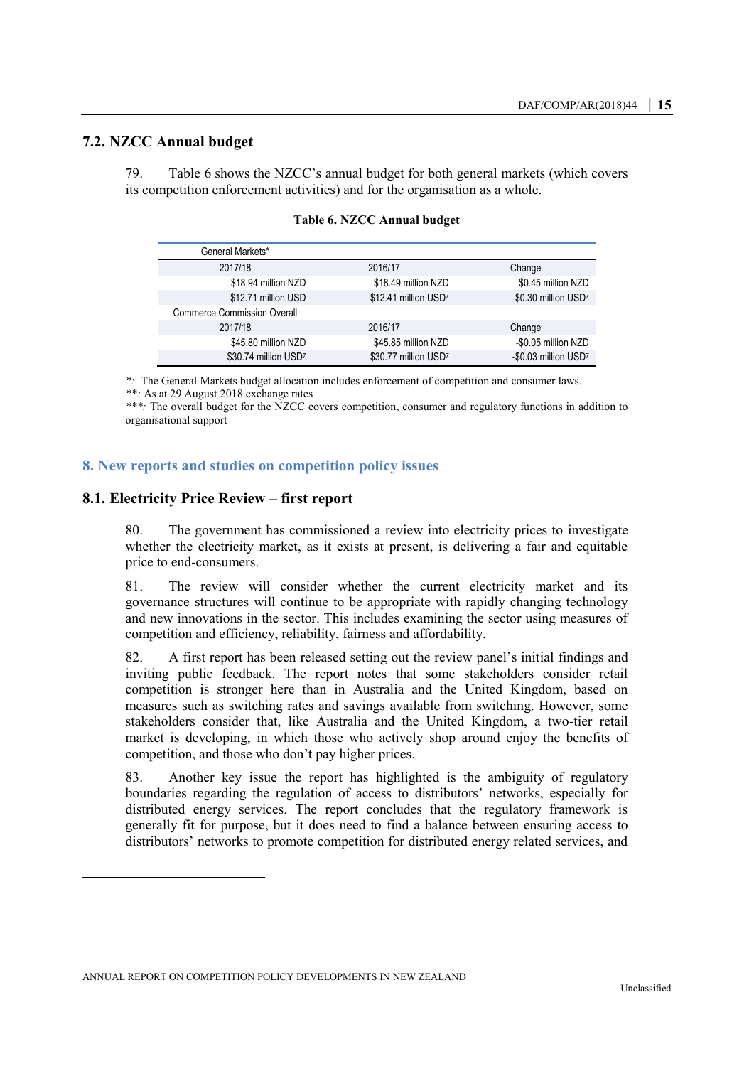## 7.2. NZCC Annual budget

79. Table 6 shows the NZCC's annual budget for both general markets (which covers its competition enforcement activities) and for the organisation as a whole.

**Table 6. NZCC Annual budget**

| General Markets* | | |
|---|---|---|
| 2017/18 | 2016/17 | Change |
| $18.94 million NZD | $18.49 million NZD | $0.45 million NZD |
| $12.71 million USD | $12.41 million USD7 | $0.30 million USD7 |
| Commerce Commission Overall | | |
| 2017/18 | 2016/17 | Change |
| $45.80 million NZD | $45.85 million NZD | -$0.05 million NZD |
| $30.74 million USD7 | $30.77 million USD7 | -$0.03 million USD7 |

*: The General Markets budget allocation includes enforcement of competition and consumer laws.

**: As at 29 August 2018 exchange rates

***: The overall budget for the NZCC covers competition, consumer and regulatory functions in addition to organisational support

# 8. New reports and studies on competition policy issues

## 8.1. Electricity Price Review – first report

80. The government has commissioned a review into electricity prices to investigate whether the electricity market, as it exists at present, is delivering a fair and equitable price to end-consumers.

81. The review will consider whether the current electricity market and its governance structures will continue to be appropriate with rapidly changing technology and new innovations in the sector. This includes examining the sector using measures of competition and efficiency, reliability, fairness and affordability.

82. A first report has been released setting out the review panel's initial findings and inviting public feedback. The report notes that some stakeholders consider retail competition is stronger here than in Australia and the United Kingdom, based on measures such as switching rates and savings available from switching. However, some stakeholders consider that, like Australia and the United Kingdom, a two-tier retail market is developing, in which those who actively shop around enjoy the benefits of competition, and those who don't pay higher prices.

83. Another key issue the report has highlighted is the ambiguity of regulatory boundaries regarding the regulation of access to distributors' networks, especially for distributed energy services. The report concludes that the regulatory framework is generally fit for purpose, but it does need to find a balance between ensuring access to distributors' networks to promote competition for distributed energy related services, and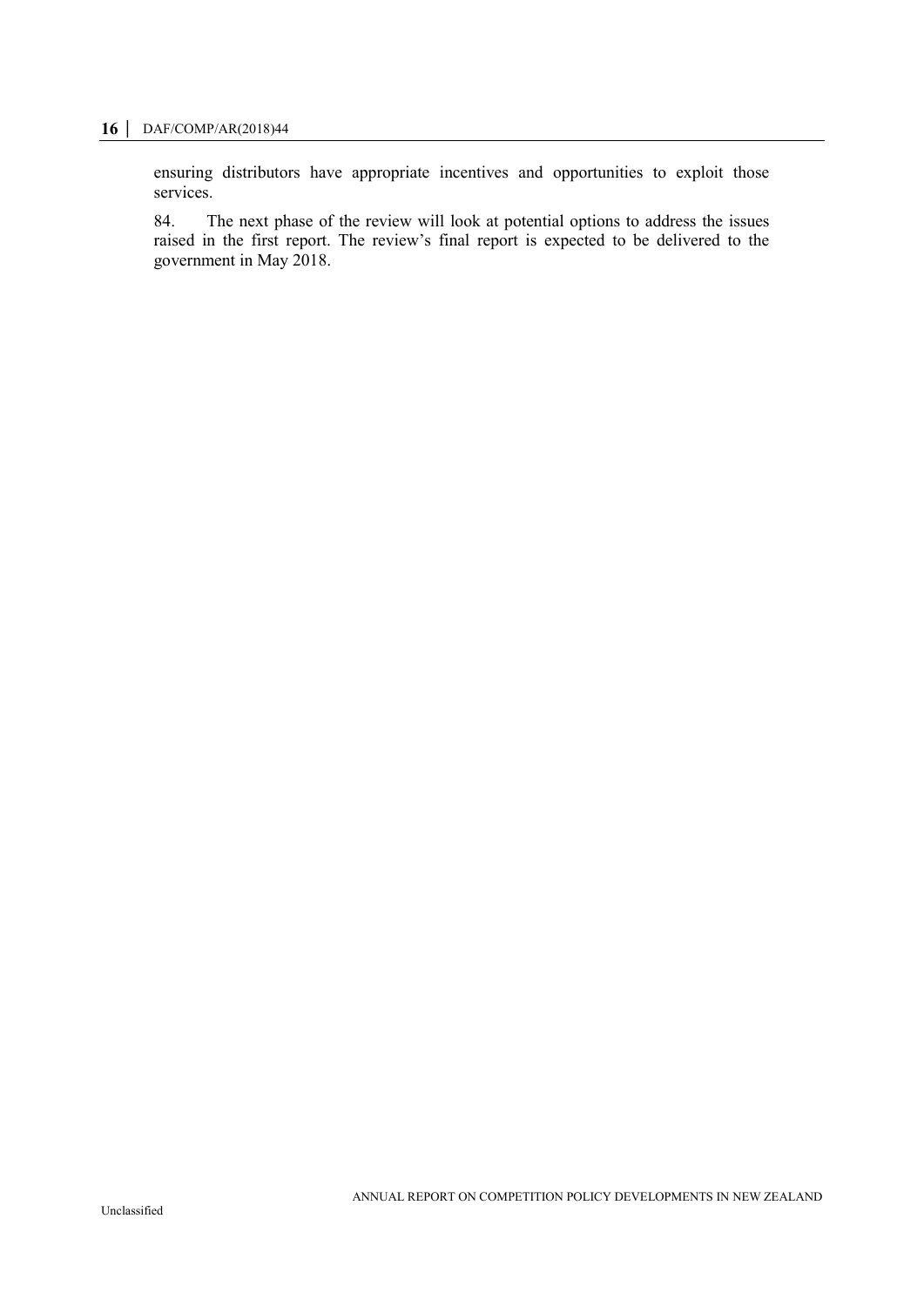ensuring distributors have appropriate incentives and opportunities to exploit those services.

84. The next phase of the review will look at potential options to address the issues raised in the first report. The review's final report is expected to be delivered to the government in May 2018.